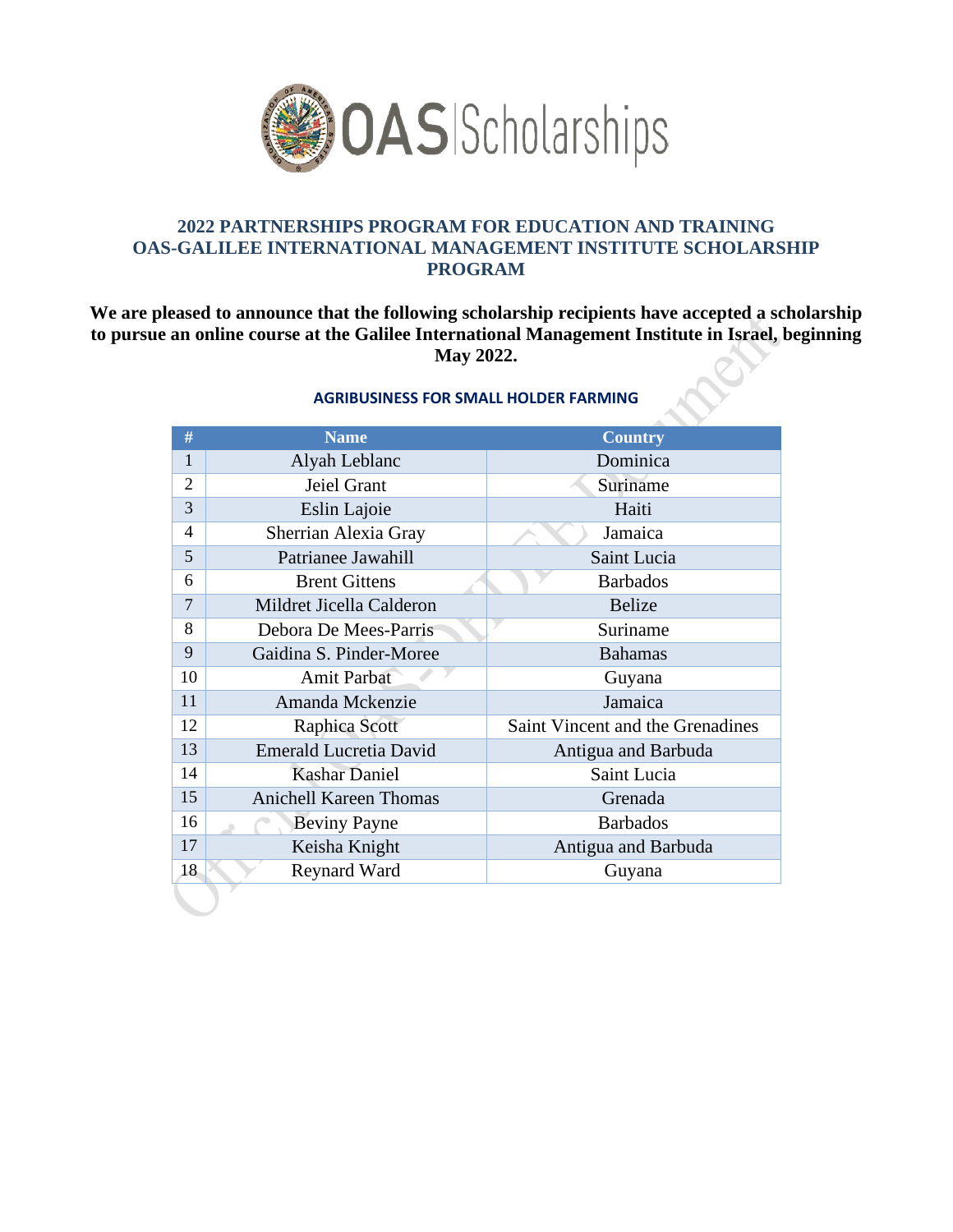OAS Scholarships

## 2022 PARTNERSHIPS PROGRAM FOR EDUCATION AND TRAINING OAS-GALILEE INTERNATIONAL MANAGEMENT INSTITUTE SCHOLARSHIP PROGRAM

**We are pleased to announce that the following scholarship recipients have accepted a scholarship to pursue an online course at the Galilee International Management Institute in Israel, beginning May 2022.**

### AGRIBUSINESS FOR SMALL HOLDER FARMING

| # | Name | Country |
|---|---|---|
| 1 | Alyah Leblanc | Dominica |
| 2 | Jeiel Grant | Suriname |
| 3 | Eslin Lajoie | Haiti |
| 4 | Sherrian Alexia Gray | Jamaica |
| 5 | Patrianee Jawahill | Saint Lucia |
| 6 | Brent Gittens | Barbados |
| 7 | Mildret Jicella Calderon | Belize |
| 8 | Debora De Mees-Parris | Suriname |
| 9 | Gaidina S. Pinder-Moree | Bahamas |
| 10 | Amit Parbat | Guyana |
| 11 | Amanda Mckenzie | Jamaica |
| 12 | Raphica Scott | Saint Vincent and the Grenadines |
| 13 | Emerald Lucretia David | Antigua and Barbuda |
| 14 | Kashar Daniel | Saint Lucia |
| 15 | Anichell Kareen Thomas | Grenada |
| 16 | Beviny Payne | Barbados |
| 17 | Keisha Knight | Antigua and Barbuda |
| 18 | Reynard Ward | Guyana |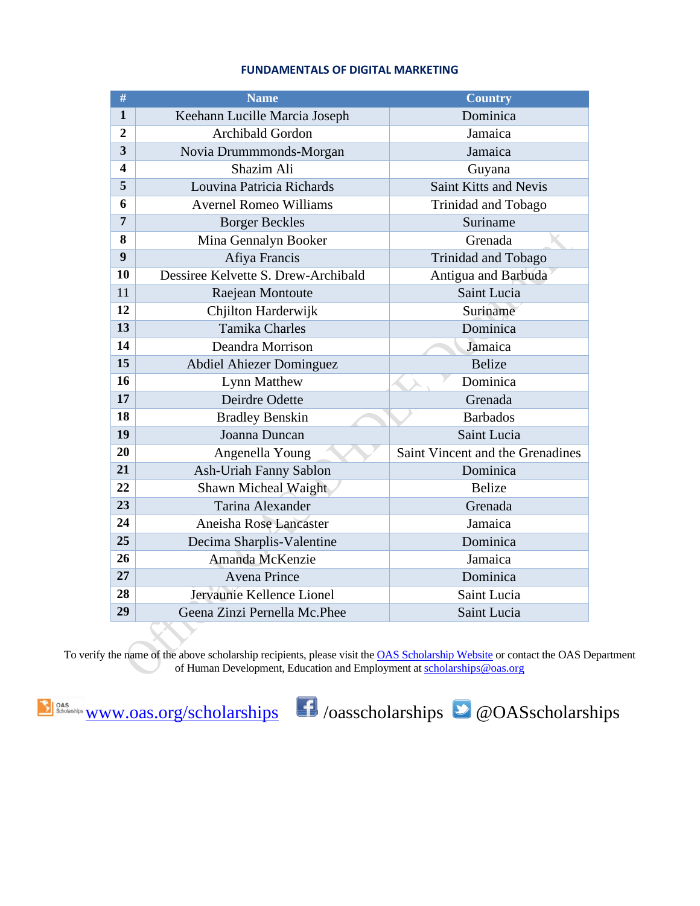### FUNDAMENTALS OF DIGITAL MARKETING

| # | Name | Country |
|---|---|---|
| 1 | Keehann Lucille Marcia Joseph | Dominica |
| 2 | Archibald Gordon | Jamaica |
| 3 | Novia Drummmonds-Morgan | Jamaica |
| 4 | Shazim Ali | Guyana |
| 5 | Louvina Patricia Richards | Saint Kitts and Nevis |
| 6 | Avernel Romeo Williams | Trinidad and Tobago |
| 7 | Borger Beckles | Suriname |
| 8 | Mina Gennalyn Booker | Grenada |
| 9 | Afiya Francis | Trinidad and Tobago |
| 10 | Dessiree Kelvette S. Drew-Archibald | Antigua and Barbuda |
| 11 | Raejean Montoute | Saint Lucia |
| 12 | Chjilton Harderwijk | Suriname |
| 13 | Tamika Charles | Dominica |
| 14 | Deandra Morrison | Jamaica |
| 15 | Abdiel Ahiezer Dominguez | Belize |
| 16 | Lynn Matthew | Dominica |
| 17 | Deirdre Odette | Grenada |
| 18 | Bradley Benskin | Barbados |
| 19 | Joanna Duncan | Saint Lucia |
| 20 | Angenella Young | Saint Vincent and the Grenadines |
| 21 | Ash-Uriah Fanny Sablon | Dominica |
| 22 | Shawn Micheal Waight | Belize |
| 23 | Tarina Alexander | Grenada |
| 24 | Aneisha Rose Lancaster | Jamaica |
| 25 | Decima Sharplis-Valentine | Dominica |
| 26 | Amanda McKenzie | Jamaica |
| 27 | Avena Prince | Dominica |
| 28 | Jervaunie Kellence Lionel | Saint Lucia |
| 29 | Geena Zinzi Pernella Mc.Phee | Saint Lucia |

To verify the name of the above scholarship recipients, please visit the [OAS Scholarship Website] or contact the OAS Department of Human Development, Education and Employment at scholarships@oas.org

OAS Scholarships www.oas.org/scholarships /oasscholarships @OASscholarships